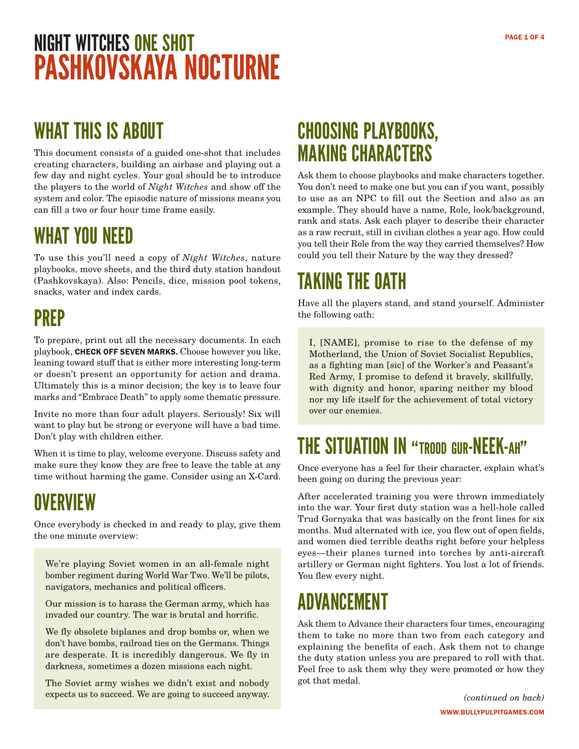# NIGHT WITCHES ONE SHOT
# PASHKOVSKAYA NOCTURNE

## WHAT THIS IS ABOUT

This document consists of a guided one-shot that includes creating characters, building an airbase and playing out a few day and night cycles. Your goal should be to introduce the players to the world of *Night Witches* and show off the system and color. The episodic nature of missions means you can fill a two or four hour time frame easily.

## WHAT YOU NEED

To use this you'll need a copy of *Night Witches*, nature playbooks, move sheets, and the third duty station handout (Pashkovskaya). Also: Pencils, dice, mission pool tokens, snacks, water and index cards.

## PREP

To prepare, print out all the necessary documents. In each playbook, **CHECK OFF SEVEN MARKS.** Choose however you like, leaning toward stuff that is either more interesting long-term or doesn't present an opportunity for action and drama. Ultimately this is a minor decision; the key is to leave four marks and "Embrace Death" to apply some thematic pressure.

Invite no more than four adult players. Seriously! Six will want to play but be strong or everyone will have a bad time. Don't play with children either.

When it is time to play, welcome everyone. Discuss safety and make sure they know they are free to leave the table at any time without harming the game. Consider using an X-Card.

## OVERVIEW

Once everybody is checked in and ready to play, give them the one minute overview:

> We're playing Soviet women in an all-female night bomber regiment during World War Two. We'll be pilots, navigators, mechanics and political officers.
>
> Our mission is to harass the German army, which has invaded our country. The war is brutal and horrific.
>
> We fly obsolete biplanes and drop bombs or, when we don't have bombs, railroad ties on the Germans. Things are desperate. It is incredibly dangerous. We fly in darkness, sometimes a dozen missions each night.
>
> The Soviet army wishes we didn't exist and nobody expects us to succeed. We are going to succeed anyway.

## CHOOSING PLAYBOOKS, MAKING CHARACTERS

Ask them to choose playbooks and make characters together. You don't need to make one but you can if you want, possibly to use as an NPC to fill out the Section and also as an example. They should have a name, Role, look/background, rank and stats. Ask each player to describe their character as a raw recruit, still in civilian clothes a year ago. How could you tell their Role from the way they carried themselves? How could you tell their Nature by the way they dressed?

## TAKING THE OATH

Have all the players stand, and stand yourself. Administer the following oath:

> I, [NAME], promise to rise to the defense of my Motherland, the Union of Soviet Socialist Republics, as a fighting man [sic] of the Worker's and Peasant's Red Army, I promise to defend it bravely, skillfully, with dignity and honor, sparing neither my blood nor my life itself for the achievement of total victory over our enemies.

## THE SITUATION IN "TROOD GUR-NEEK-AH"

Once everyone has a feel for their character, explain what's been going on during the previous year:

After accelerated training you were thrown immediately into the war. Your first duty station was a hell-hole called Trud Gornyaka that was basically on the front lines for six months. Mud alternated with ice, you flew out of open fields, and women died terrible deaths right before your helpless eyes—their planes turned into torches by anti-aircraft artillery or German night fighters. You lost a lot of friends. You flew every night.

## ADVANCEMENT

Ask them to Advance their characters four times, encouraging them to take no more than two from each category and explaining the benefits of each. Ask them not to change the duty station unless you are prepared to roll with that. Feel free to ask them why they were promoted or how they got that medal.

*(continued on back)*

WWW.BULLYPULPITGAMES.COM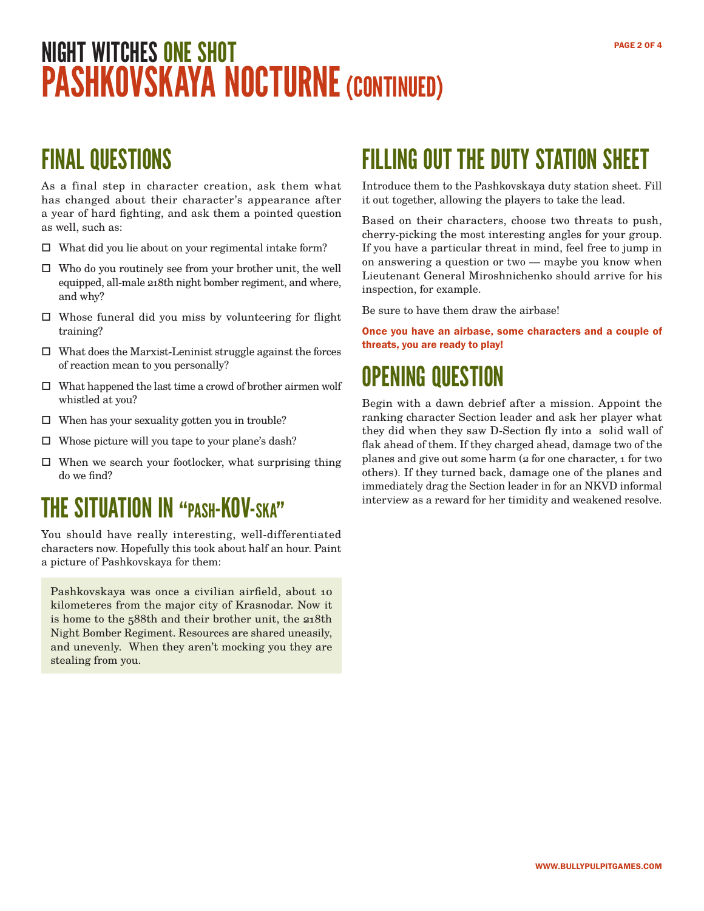# NIGHT WITCHES ONE SHOT
# PASHKOVSKAYA NOCTURNE (CONTINUED)

## FINAL QUESTIONS

As a final step in character creation, ask them what has changed about their character's appearance after a year of hard fighting, and ask them a pointed question as well, such as:

- ☐ What did you lie about on your regimental intake form?
- ☐ Who do you routinely see from your brother unit, the well equipped, all-male 218th night bomber regiment, and where, and why?
- ☐ Whose funeral did you miss by volunteering for flight training?
- ☐ What does the Marxist-Leninist struggle against the forces of reaction mean to you personally?
- ☐ What happened the last time a crowd of brother airmen wolf whistled at you?
- ☐ When has your sexuality gotten you in trouble?
- ☐ Whose picture will you tape to your plane's dash?
- ☐ When we search your footlocker, what surprising thing do we find?

## THE SITUATION IN "PASH-KOV-SKA"

You should have really interesting, well-differentiated characters now. Hopefully this took about half an hour. Paint a picture of Pashkovskaya for them:

> Pashkovskaya was once a civilian airfield, about 10 kilometeres from the major city of Krasnodar. Now it is home to the 588th and their brother unit, the 218th Night Bomber Regiment. Resources are shared uneasily, and unevenly. When they aren't mocking you they are stealing from you.

## FILLING OUT THE DUTY STATION SHEET

Introduce them to the Pashkovskaya duty station sheet. Fill it out together, allowing the players to take the lead.

Based on their characters, choose two threats to push, cherry-picking the most interesting angles for your group. If you have a particular threat in mind, feel free to jump in on answering a question or two — maybe you know when Lieutenant General Miroshnichenko should arrive for his inspection, for example.

Be sure to have them draw the airbase!

**Once you have an airbase, some characters and a couple of threats, you are ready to play!**

## OPENING QUESTION

Begin with a dawn debrief after a mission. Appoint the ranking character Section leader and ask her player what they did when they saw D-Section fly into a solid wall of flak ahead of them. If they charged ahead, damage two of the planes and give out some harm (2 for one character, 1 for two others). If they turned back, damage one of the planes and immediately drag the Section leader in for an NKVD informal interview as a reward for her timidity and weakened resolve.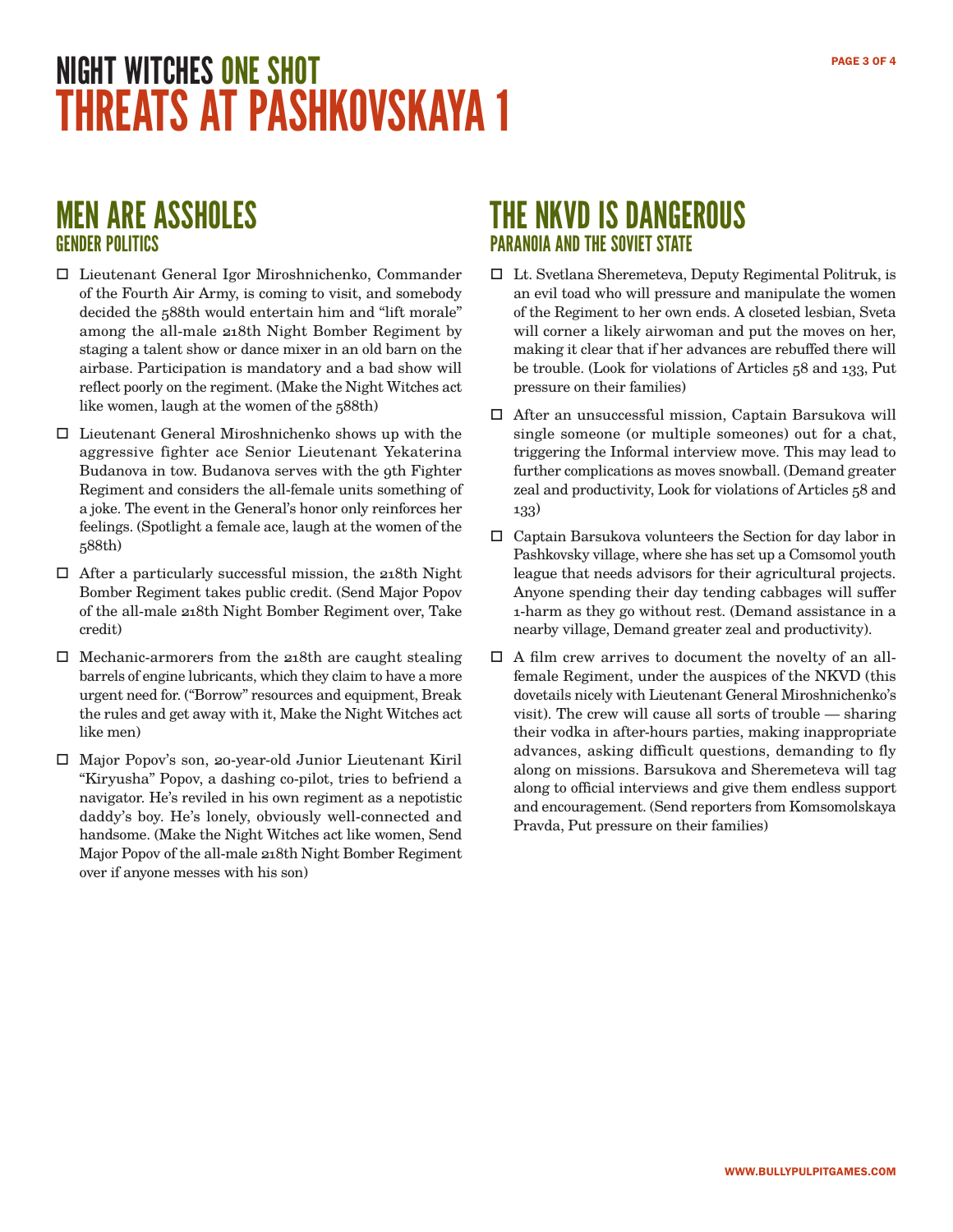# NIGHT WITCHES ONE SHOT
# THREATS AT PASHKOVSKAYA 1

## MEN ARE ASSHOLES
### GENDER POLITICS

- ☐ Lieutenant General Igor Miroshnichenko, Commander of the Fourth Air Army, is coming to visit, and somebody decided the 588th would entertain him and "lift morale" among the all-male 218th Night Bomber Regiment by staging a talent show or dance mixer in an old barn on the airbase. Participation is mandatory and a bad show will reflect poorly on the regiment. (Make the Night Witches act like women, laugh at the women of the 588th)
- ☐ Lieutenant General Miroshnichenko shows up with the aggressive fighter ace Senior Lieutenant Yekaterina Budanova in tow. Budanova serves with the 9th Fighter Regiment and considers the all-female units something of a joke. The event in the General's honor only reinforces her feelings. (Spotlight a female ace, laugh at the women of the 588th)
- ☐ After a particularly successful mission, the 218th Night Bomber Regiment takes public credit. (Send Major Popov of the all-male 218th Night Bomber Regiment over, Take credit)
- ☐ Mechanic-armorers from the 218th are caught stealing barrels of engine lubricants, which they claim to have a more urgent need for. ("Borrow" resources and equipment, Break the rules and get away with it, Make the Night Witches act like men)
- ☐ Major Popov's son, 20-year-old Junior Lieutenant Kiril "Kiryusha" Popov, a dashing co-pilot, tries to befriend a navigator. He's reviled in his own regiment as a nepotistic daddy's boy. He's lonely, obviously well-connected and handsome. (Make the Night Witches act like women, Send Major Popov of the all-male 218th Night Bomber Regiment over if anyone messes with his son)

## THE NKVD IS DANGEROUS
### PARANOIA AND THE SOVIET STATE

- ☐ Lt. Svetlana Sheremeteva, Deputy Regimental Politruk, is an evil toad who will pressure and manipulate the women of the Regiment to her own ends. A closeted lesbian, Sveta will corner a likely airwoman and put the moves on her, making it clear that if her advances are rebuffed there will be trouble. (Look for violations of Articles 58 and 133, Put pressure on their families)
- ☐ After an unsuccessful mission, Captain Barsukova will single someone (or multiple someones) out for a chat, triggering the Informal interview move. This may lead to further complications as moves snowball. (Demand greater zeal and productivity, Look for violations of Articles 58 and 133)
- ☐ Captain Barsukova volunteers the Section for day labor in Pashkovsky village, where she has set up a Comsomol youth league that needs advisors for their agricultural projects. Anyone spending their day tending cabbages will suffer 1-harm as they go without rest. (Demand assistance in a nearby village, Demand greater zeal and productivity).
- ☐ A film crew arrives to document the novelty of an all-female Regiment, under the auspices of the NKVD (this dovetails nicely with Lieutenant General Miroshnichenko's visit). The crew will cause all sorts of trouble — sharing their vodka in after-hours parties, making inappropriate advances, asking difficult questions, demanding to fly along on missions. Barsukova and Sheremeteva will tag along to official interviews and give them endless support and encouragement. (Send reporters from Komsomolskaya Pravda, Put pressure on their families)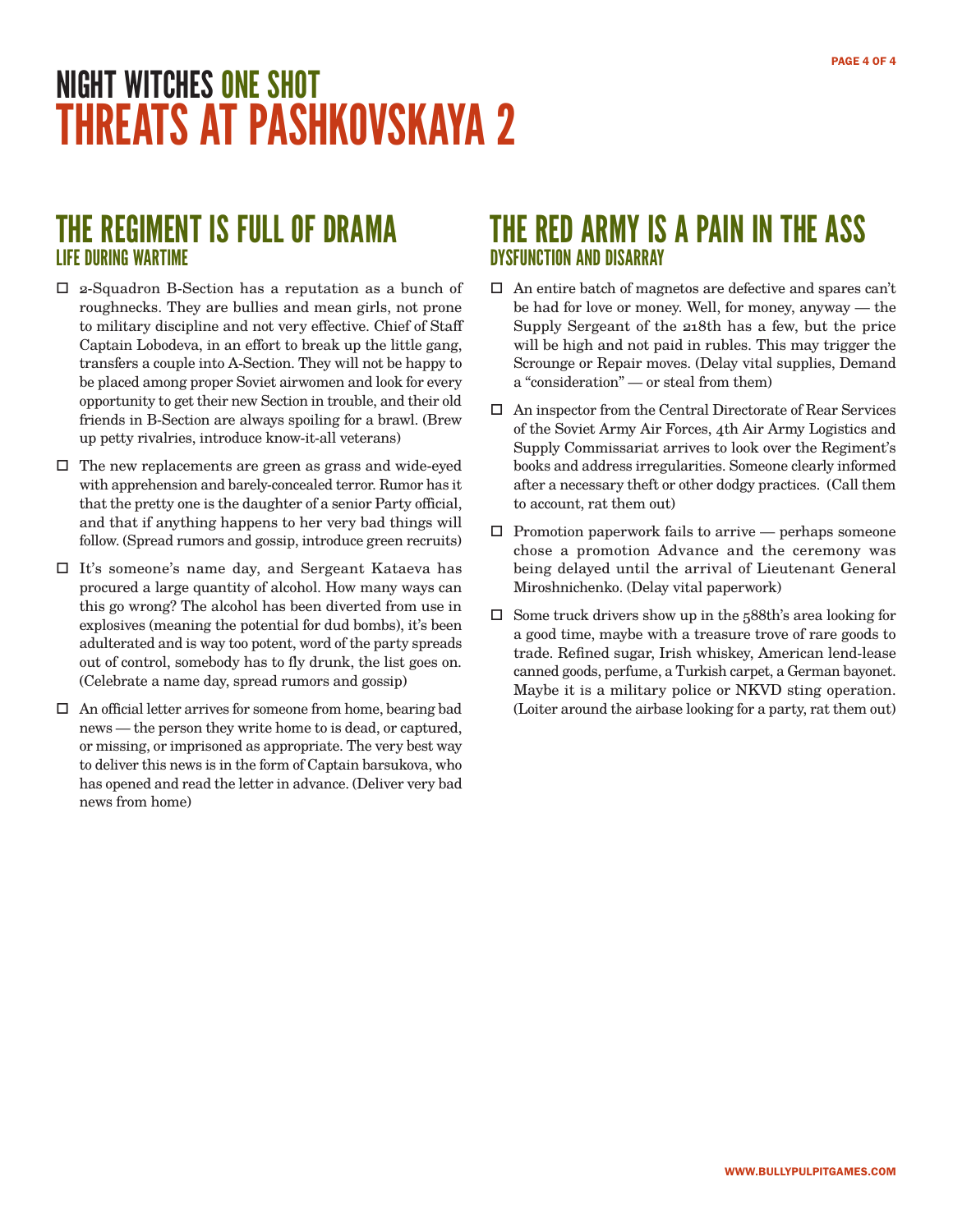# NIGHT WITCHES ONE SHOT
# THREATS AT PASHKOVSKAYA 2

## THE REGIMENT IS FULL OF DRAMA
### LIFE DURING WARTIME

- ☐ 2-Squadron B-Section has a reputation as a bunch of roughnecks. They are bullies and mean girls, not prone to military discipline and not very effective. Chief of Staff Captain Lobodeva, in an effort to break up the little gang, transfers a couple into A-Section. They will not be happy to be placed among proper Soviet airwomen and look for every opportunity to get their new Section in trouble, and their old friends in B-Section are always spoiling for a brawl. (Brew up petty rivalries, introduce know-it-all veterans)
- ☐ The new replacements are green as grass and wide-eyed with apprehension and barely-concealed terror. Rumor has it that the pretty one is the daughter of a senior Party official, and that if anything happens to her very bad things will follow. (Spread rumors and gossip, introduce green recruits)
- ☐ It's someone's name day, and Sergeant Kataeva has procured a large quantity of alcohol. How many ways can this go wrong? The alcohol has been diverted from use in explosives (meaning the potential for dud bombs), it's been adulterated and is way too potent, word of the party spreads out of control, somebody has to fly drunk, the list goes on. (Celebrate a name day, spread rumors and gossip)
- ☐ An official letter arrives for someone from home, bearing bad news — the person they write home to is dead, or captured, or missing, or imprisoned as appropriate. The very best way to deliver this news is in the form of Captain barsukova, who has opened and read the letter in advance. (Deliver very bad news from home)

## THE RED ARMY IS A PAIN IN THE ASS
### DYSFUNCTION AND DISARRAY

- ☐ An entire batch of magnetos are defective and spares can't be had for love or money. Well, for money, anyway — the Supply Sergeant of the 218th has a few, but the price will be high and not paid in rubles. This may trigger the Scrounge or Repair moves. (Delay vital supplies, Demand a "consideration" — or steal from them)
- ☐ An inspector from the Central Directorate of Rear Services of the Soviet Army Air Forces, 4th Air Army Logistics and Supply Commissariat arrives to look over the Regiment's books and address irregularities. Someone clearly informed after a necessary theft or other dodgy practices. (Call them to account, rat them out)
- ☐ Promotion paperwork fails to arrive — perhaps someone chose a promotion Advance and the ceremony was being delayed until the arrival of Lieutenant General Miroshnichenko. (Delay vital paperwork)
- ☐ Some truck drivers show up in the 588th's area looking for a good time, maybe with a treasure trove of rare goods to trade. Refined sugar, Irish whiskey, American lend-lease canned goods, perfume, a Turkish carpet, a German bayonet. Maybe it is a military police or NKVD sting operation. (Loiter around the airbase looking for a party, rat them out)

WWW.BULLYPULPITGAMES.COM